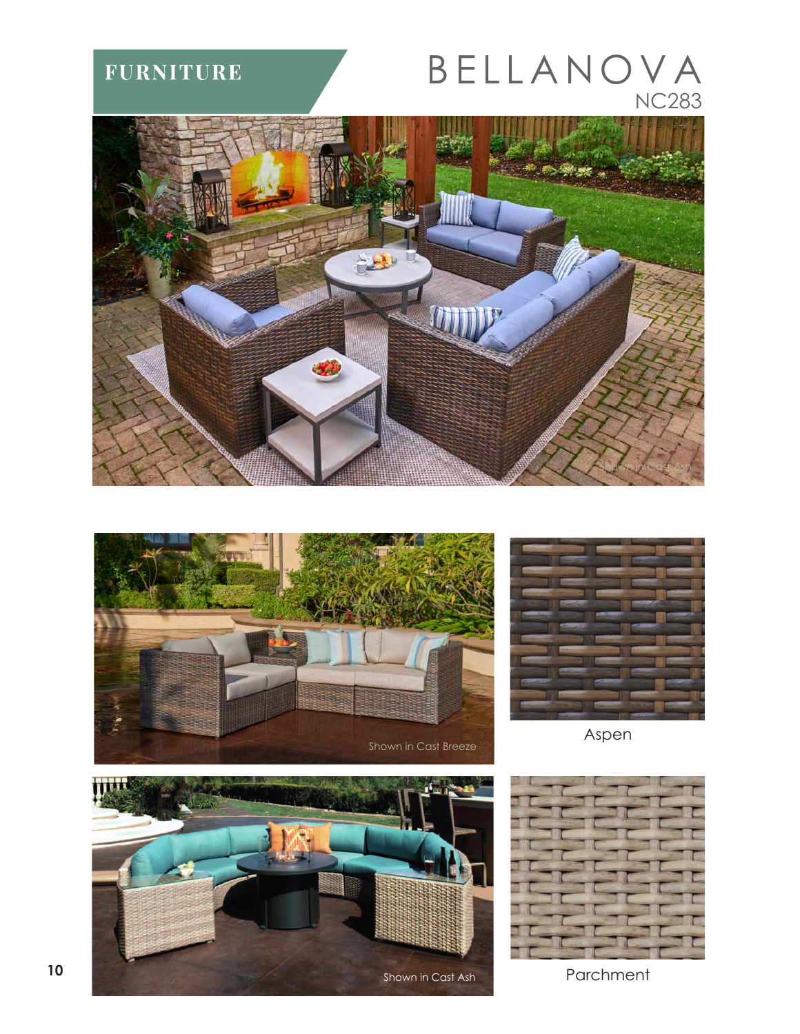FURNITURE

# BELLANOVA

NC283

Shown in Cast Ash

Shown in Cast Breeze

Aspen

Shown in Cast Ash

Parchment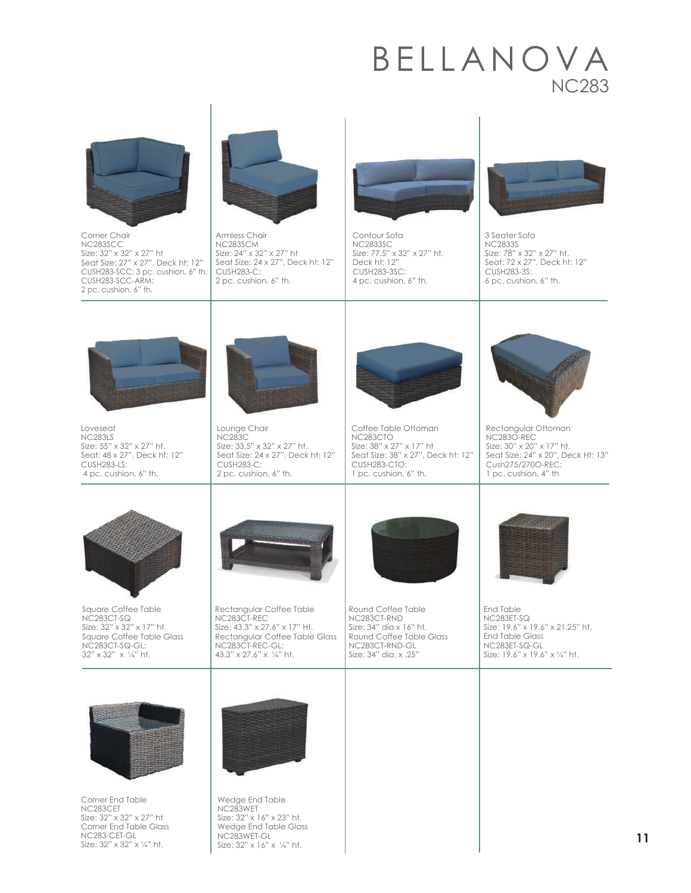# BELLANOVA
## NC283

Corner Chair
NC283SCC
Size: 32" x 32" x 27" ht
Seat Size: 27" x 27", Deck ht: 12"
CUSH283-SCC: 3 pc. cushion, 6" th.
CUSH283-SCC-ARM:
2 pc. cushion, 6" th.

Armless Chair
NC283SCM
Size: 24" x 32" x 27" ht
Seat Size: 24 x 27", Deck ht: 12"
CUSH283-C:
2 pc. cushion, 6" th.

Contour Sofa
NC2833SC
Size: 77.5" x 32" x 27" ht.
Deck ht: 12"
CUSH283-3SC:
4 pc. cushion, 6" th.

3 Seater Sofa
NC2833S
Size: 78" x 32" x 27" ht.
Seat: 72 x 27", Deck ht: 12"
CUSH283-3S:
6 pc. cushion, 6" th.

Loveseat
NC283LS
Size: 55" x 32" x 27" ht.
Seat: 48 x 27", Deck ht: 12"
CUSH283-LS:
4 pc. cushion, 6" th.

Lounge Chair
NC283C
Size: 33.5" x 32" x 27" ht.
Seat Size: 24 x 27", Deck ht: 12"
CUSH283-C:
2 pc. cushion, 6" th.

Coffee Table Ottoman
NC283CTO
Size: 38" x 27" x 17" ht
Seat Size: 38" x 27", Deck ht: 12"
CUSH283-CTO:
1 pc. cushion, 6" th.

Rectangular Ottoman
NC283O-REC
Size: 30" x 20" x 17" ht.
Seat Size: 24" x 20", Deck Ht: 13"
Cush275/270O-REC:
1 pc. cushion, 4" th

Square Coffee Table
NC283CT-SQ
Size: 32" x 32" x 17" ht.
Square Coffee Table Glass
NC283CT-SQ-GL:
32" x 32" x ¼" ht.

Rectangular Coffee Table
NC283CT-REC
Size: 43.3" x 27.6" x 17" Ht.
Rectangular Coffee Table Glass
NC283CT-REC-GL:
43.3" x 27.6" x ¼" ht.

Round Coffee Table
NC283CT-RND
Size: 34" dia x 16" ht.
Round Coffee Table Glass
NC283CT-RND-GL
Size: 34" dia. x .25"

End Table
NC283ET-SQ
Size: 19.6" x 19.6" x 21.25" ht.
End Table Glass
NC283ET-SQ-GL
Size: 19.6" x 19.6" x ¼" ht.

Corner End Table
NC283CET
Size: 32" x 32" x 27" ht
Corner End Table Glass
NC283-CET-GL
Size: 32" x 32" x ¼" ht.

Wedge End Table
NC283WET
Size: 32" x 16" x 23" ht.
Wedge End Table Glass
NC283WET-GL
Size: 32" x 16" x ¼" ht.